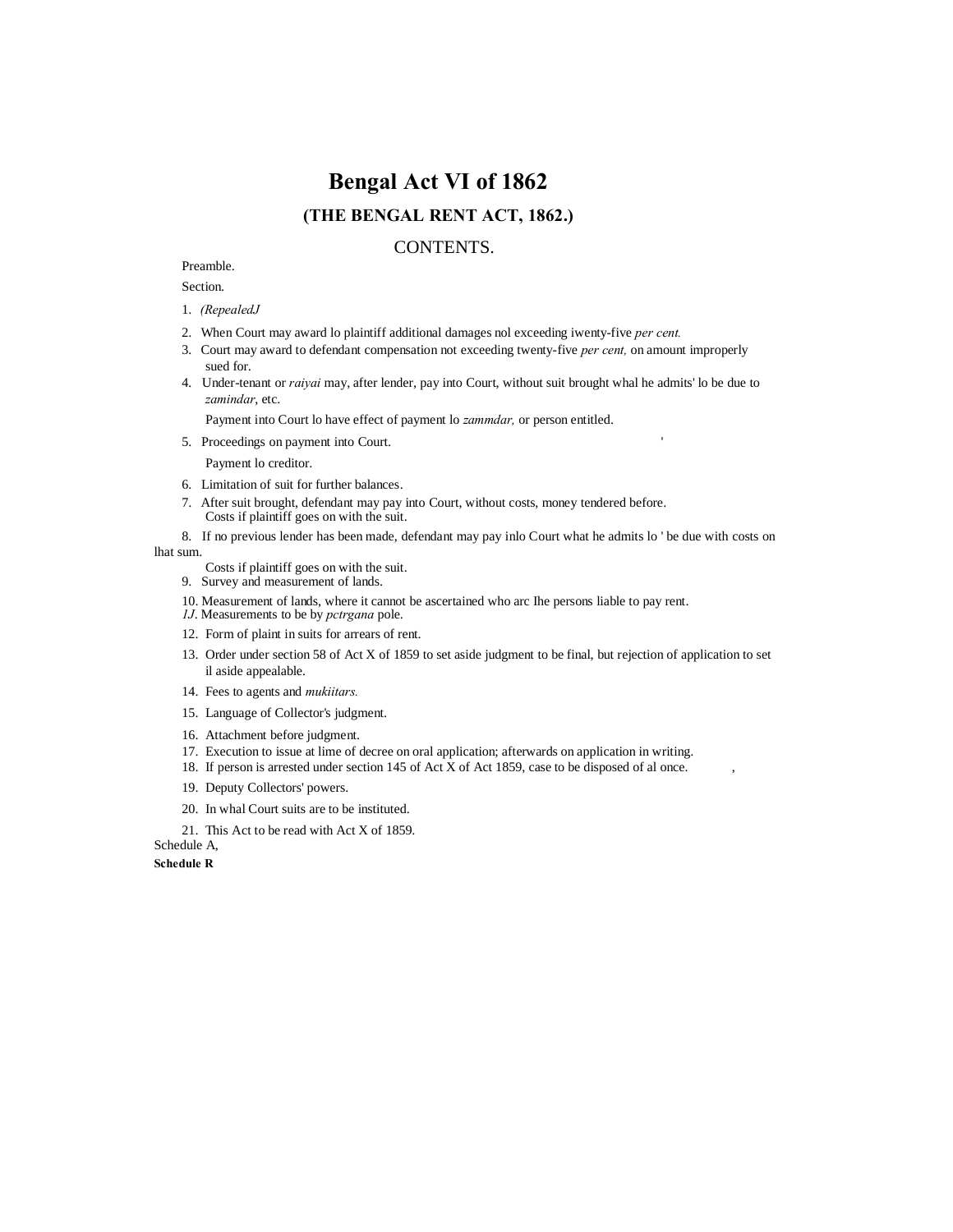# Bengal Act VI of 1862

## (THE BENGAL RENT ACT, 1862.)

### CONTENTS.

Preamble.

Section.

1. *(RepealedJ*
2. When Court may award lo plaintiff additional damages nol exceeding iwenty-five *per cent.*
3. Court may award to defendant compensation not exceeding twenty-five *per cent,* on amount improperly sued for.
4. Under-tenant or *raiyai* may, after lender, pay into Court, without suit brought whal he admits' lo be due to *zamindar*, etc.

   Payment into Court lo have effect of payment lo *zammdar,* or person entitled.
5. Proceedings on payment into Court.

   Payment lo creditor.
6. Limitation of suit for further balances.
7. After suit brought, defendant may pay into Court, without costs, money tendered before.

   Costs if plaintiff goes on with the suit.
8. If no previous lender has been made, defendant may pay inlo Court what he admits lo ' be due with costs on lhat sum.

   Costs if plaintiff goes on with the suit.
9. Survey and measurement of lands.
10. Measurement of lands, where it cannot be ascertained who arc Ihe persons liable to pay rent.
11. Measurements to be by *pctrgana* pole.
12. Form of plaint in suits for arrears of rent.
13. Order under section 58 of Act X of 1859 to set aside judgment to be final, but rejection of application to set il aside appealable.
14. Fees to agents and *mukiitars.*
15. Language of Collector's judgment.
16. Attachment before judgment.
17. Execution to issue at lime of decree on oral application; afterwards on application in writing.
18. If person is arrested under section 145 of Act X of Act 1859, case to be disposed of al once.
19. Deputy Collectors' powers.
20. In whal Court suits are to be instituted.
21. This Act to be read with Act X of 1859.

Schedule A,

**Schedule R**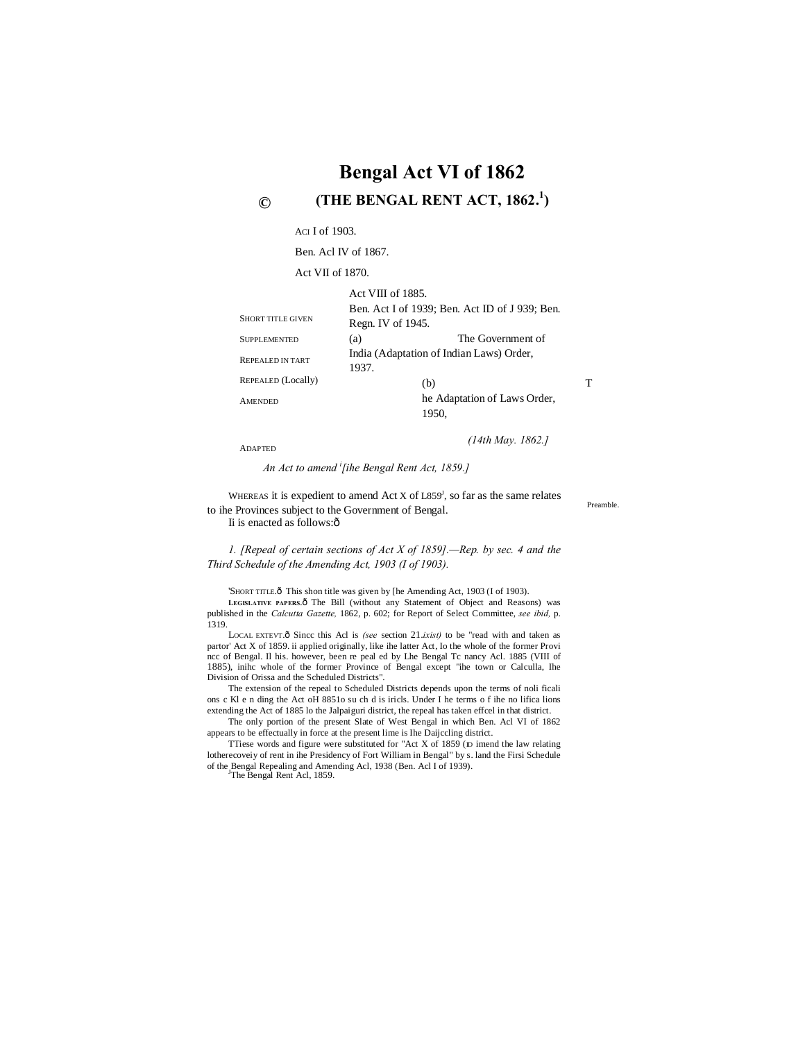# Bengal Act VI of 1862

## (THE BENGAL RENT ACT, 1862.[1])

©

| | |
|---|---|
| SHORT TITLE GIVEN | ACI I of 1903. |
| SUPPLEMENTED | Ben. Acl IV of 1867. |
| REPEALED IN TART | Act VII of 1870. |
| REPEALED (Locally) | Act VIII of 1885. |
| AMENDED | Ben. Act I of 1939; Ben. Act ID of J 939; Ben. Regn. IV of 1945. |
| ADAPTED | (a) The Government of India (Adaptation of Indian Laws) Order, 1937. (b) The Adaptation of Laws Order, 1950, |

*(14th May. 1862.]*

*An Act to amend [ihe Bengal Rent Act, 1859.]*

WHEREAS it is expedient to amend Act X of L859[J], so far as the same relates to ihe Provinces subject to the Government of Bengal. Ii is enacted as follows:ð

Preamble.

*1. [Repeal of certain sections of Act X of 1859].—Rep. by sec. 4 and the Third Schedule of the Amending Act, 1903 (I of 1903).*

'SHORT TITLE.ð This shon title was given by [he Amending Act, 1903 (I of 1903).

LEGISLATIVE PAPERS.ð The Bill (without any Statement of Object and Reasons) was published in the *Calcutta Gazette,* 1862, p. 602; for Report of Select Committee, *see ibid,* p. 1319.

LOCAL EXTEVT.ð Sincc this Acl is *(see* section 21*.ixist)* to be "read with and taken as partor' Act X of 1859. ii applied originally, like ihe latter Act, Io the whole of the former Provi ncc of Bengal. Il his. however, been re peal ed by Lhe Bengal Tc nancy Acl. 1885 (VIII of 1885), inihc whole of the former Province of Bengal except "ihe town or Calculla, Ihe Division of Orissa and the Scheduled Districts".

The extension of the repeal to Scheduled Districts depends upon the terms of noli ficali ons c Kl e n ding the Act oH 8851o su ch d is iricls. Under I he terms o f ihe no lifica lions extending the Act of 1885 lo the Jalpaiguri district, the repeal has taken effcel in that district.

The only portion of the present Slate of West Bengal in which Ben. Acl VI of 1862 appears to be effectually in force at the present lime is Ihe Daijccling district.

TTiese words and figure were substituted for "Act X of 1859 (ID imend the law relating lotherecoveiy of rent in ihe Presidency of Fort William in Bengal" by s. land the Firsi Schedule of the Bengal Repealing and Amending Acl, 1938 (Ben. Acl I of 1939).

[J]The Bengal Rent Acl, 1859.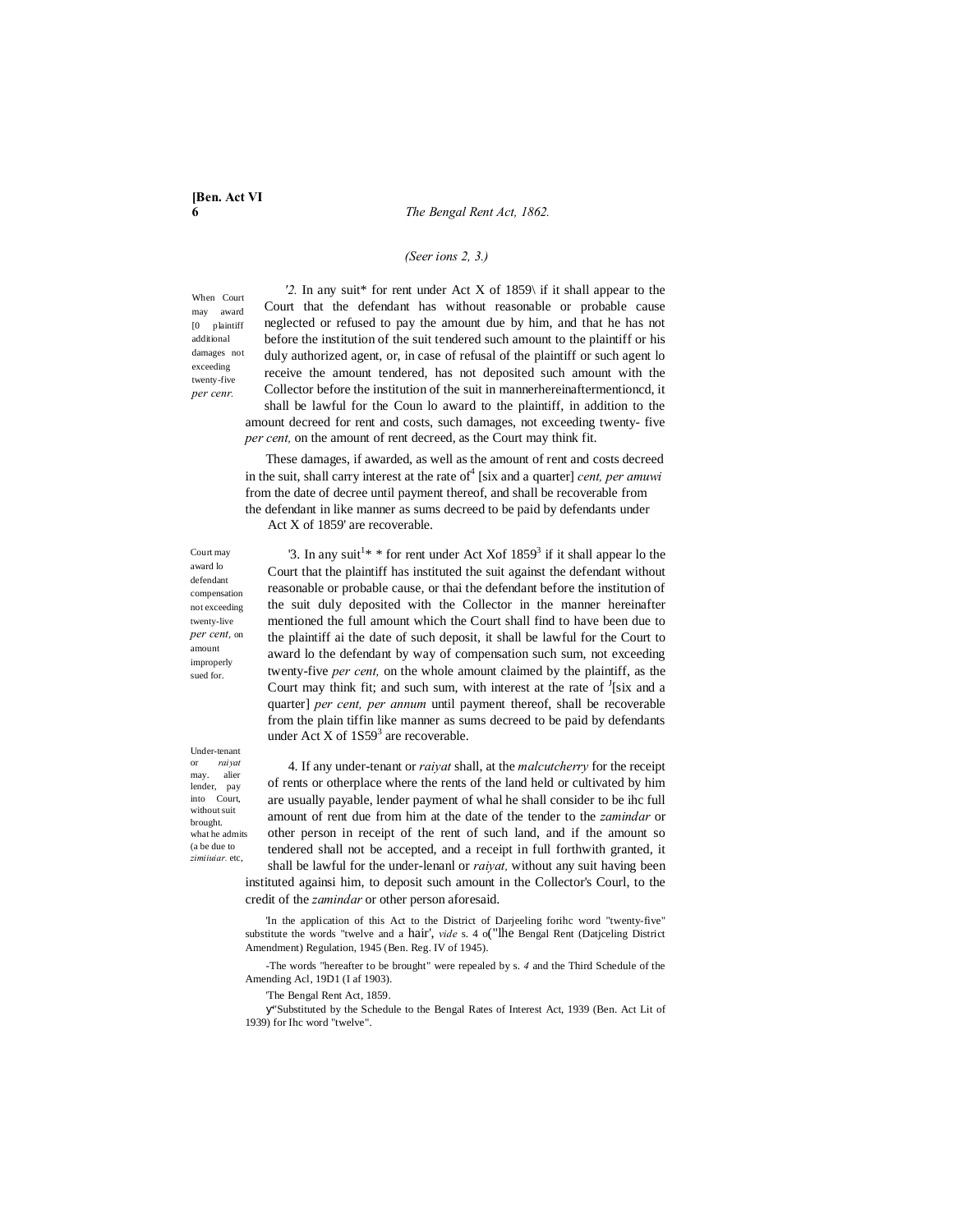*(Seer ions 2, 3.)*

When Court may award [0 plaintiff additional damages not exceeding twenty-five *per cenr.*

*'2.* In any suit* for rent under Act X of 1859\ if it shall appear to the Court that the defendant has without reasonable or probable cause neglected or refused to pay the amount due by him, and that he has not before the institution of the suit tendered such amount to the plaintiff or his duly authorized agent, or, in case of refusal of the plaintiff or such agent lo receive the amount tendered, has not deposited such amount with the Collector before the institution of the suit in mannerhereinaftermentioncd, it shall be lawful for the Coun lo award to the plaintiff, in addition to the amount decreed for rent and costs, such damages, not exceeding twenty- five *per cent,* on the amount of rent decreed, as the Court may think fit.

These damages, if awarded, as well as the amount of rent and costs decreed in the suit, shall carry interest at the rate of[4] [six and a quarter] *cent, per amuwi* from the date of decree until payment thereof, and shall be recoverable from the defendant in like manner as sums decreed to be paid by defendants under Act X of 1859' are recoverable.

Court may award lo defendant compensation not exceeding twenty-live *per cent,* on amount improperly sued for.

'3. In any suit[1]* * for rent under Act Xof 1859[3] if it shall appear lo the Court that the plaintiff has instituted the suit against the defendant without reasonable or probable cause, or thai the defendant before the institution of the suit duly deposited with the Collector in the manner hereinafter mentioned the full amount which the Court shall find to have been due to the plaintiff ai the date of such deposit, it shall be lawful for the Court to award lo the defendant by way of compensation such sum, not exceeding twenty-five *per cent,* on the whole amount claimed by the plaintiff, as the Court may think fit; and such sum, with interest at the rate of [J][six and a quarter] *per cent, per annum* until payment thereof, shall be recoverable from the plain tiffin like manner as sums decreed to be paid by defendants under Act X of 1S59[3] are recoverable.

Under-tenant or *raiyat* may. alier lender, pay into Court, without suit brought. what he admits (a be due to *zimiiuiar.* etc,

4. If any under-tenant or *raiyat* shall, at the *malcutcherry* for the receipt of rents or otherplace where the rents of the land held or cultivated by him are usually payable, lender payment of whal he shall consider to be ihc full amount of rent due from him at the date of the tender to the *zamindar* or other person in receipt of the rent of such land, and if the amount so tendered shall not be accepted, and a receipt in full forthwith granted, it shall be lawful for the under-lenanl or *raiyat,* without any suit having been instituted againsi him, to deposit such amount in the Collector's Courl, to the credit of the *zamindar* or other person aforesaid.

'In the application of this Act to the District of Darjeeling forihc word "twenty-five" substitute the words "twelve and a hair', *vide* s. 4 o("lhe Bengal Rent (Datjceling District Amendment) Regulation, 1945 (Ben. Reg. IV of 1945).

-The words "hereafter to be brought" were repealed by s. *4* and the Third Schedule of the Amending Acl, 19D1 (I af 1903).

'The Bengal Rent Act, 1859.

y"Substituted by the Schedule to the Bengal Rates of Interest Act, 1939 (Ben. Act Lit of 1939) for Ihc word "twelve".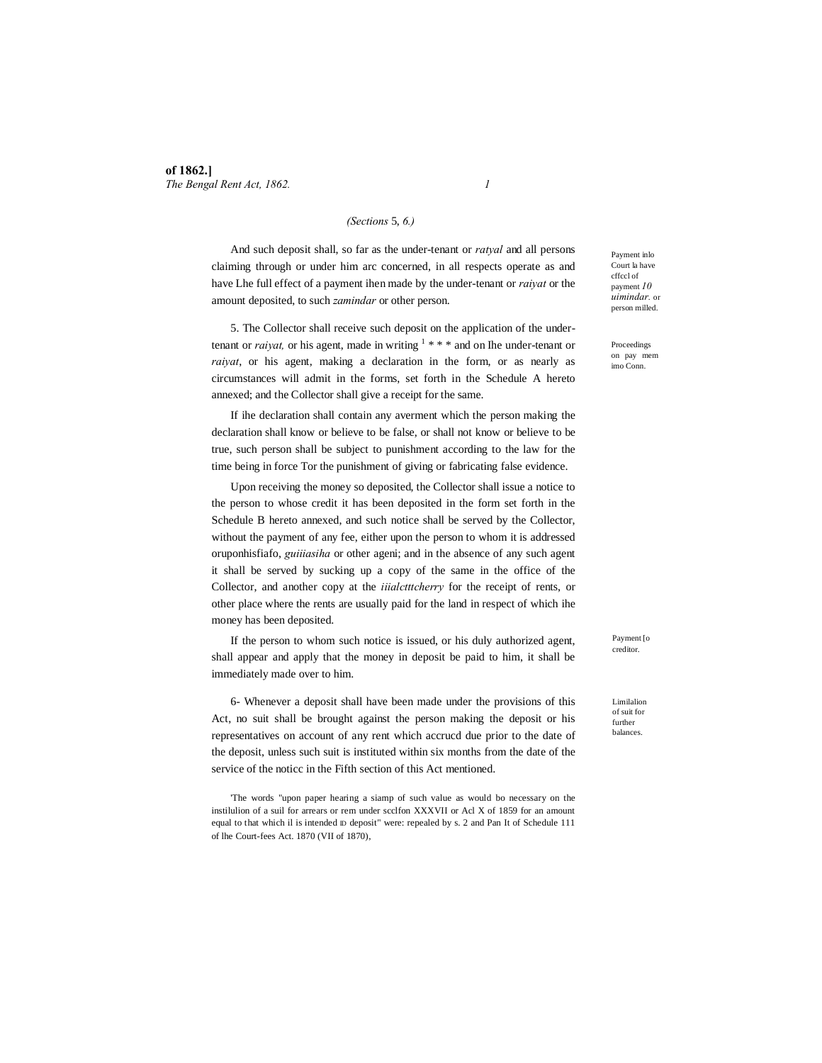*(Sections* 5, *6.)*

And such deposit shall, so far as the under-tenant or *ratyal* and all persons claiming through or under him arc concerned, in all respects operate as and have Lhe full effect of a payment ihen made by the under-tenant or *raiyat* or the amount deposited, to such *zamindar* or other person.

Payment inlo Court la have cffccl of payment *10 uimindar.* or person milled.

5. The Collector shall receive such deposit on the application of the under-tenant or *raiyat,* or his agent, made in writing [1] * * * and on Ihe under-tenant or *raiyat*, or his agent, making a declaration in the form, or as nearly as circumstances will admit in the forms, set forth in the Schedule A hereto annexed; and the Collector shall give a receipt for the same.

Proceedings on pay mem imo Conn.

If ihe declaration shall contain any averment which the person making the declaration shall know or believe to be false, or shall not know or believe to be true, such person shall be subject to punishment according to the law for the time being in force Tor the punishment of giving or fabricating false evidence.

Upon receiving the money so deposited, the Collector shall issue a notice to the person to whose credit it has been deposited in the form set forth in the Schedule B hereto annexed, and such notice shall be served by the Collector, without the payment of any fee, either upon the person to whom it is addressed oruponhisfiafo, *guiiiasiha* or other ageni; and in the absence of any such agent it shall be served by sucking up a copy of the same in the office of the Collector, and another copy at the *iiialctttcherry* for the receipt of rents, or other place where the rents are usually paid for the land in respect of which ihe money has been deposited.

If the person to whom such notice is issued, or his duly authorized agent, shall appear and apply that the money in deposit be paid to him, it shall be immediately made over to him.

Payment [o creditor.

6- Whenever a deposit shall have been made under the provisions of this Act, no suit shall be brought against the person making the deposit or his representatives on account of any rent which accrucd due prior to the date of the deposit, unless such suit is instituted within six months from the date of the service of the noticc in the Fifth section of this Act mentioned.

Limilalion of suit for further balances.

[1]The words "upon paper hearing a siamp of such value as would bo necessary on the instilulion of a suil for arrears or rem under scclfon XXXVII or Acl X of 1859 for an amount equal to that which il is intended ID deposit" were: repealed by s. 2 and Pan It of Schedule 111 of lhe Court-fees Act. 1870 (VII of 1870),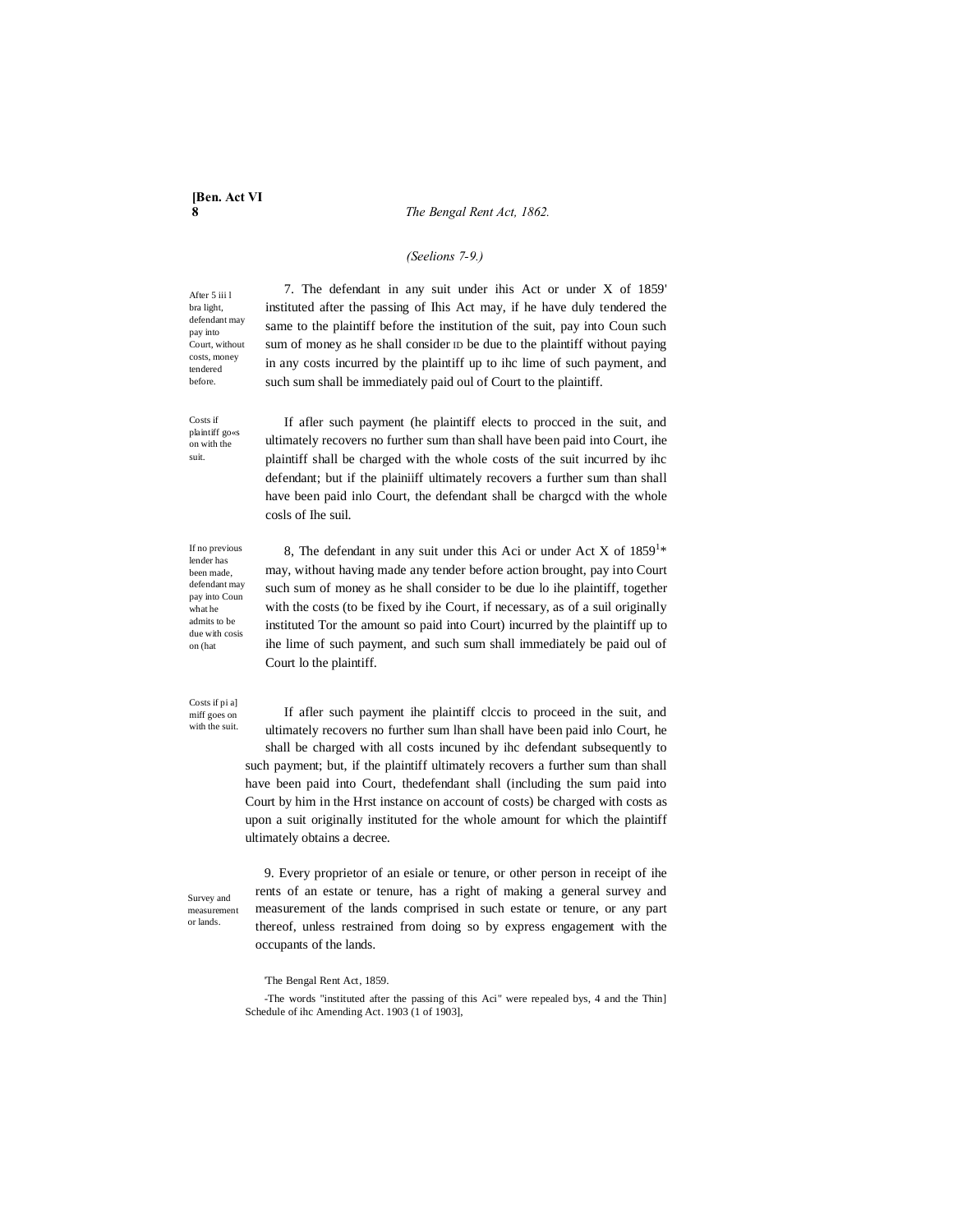*(Seelions 7-9.)*

After 5 iii l bra light, defendant may pay into Court, without costs, money tendered before.

7. The defendant in any suit under ihis Act or under X of 1859' instituted after the passing of Ihis Act may, if he have duly tendered the same to the plaintiff before the institution of the suit, pay into Coun such sum of money as he shall consider ID be due to the plaintiff without paying in any costs incurred by the plaintiff up to ihc lime of such payment, and such sum shall be immediately paid oul of Court to the plaintiff.

Costs if plaintiff go«s on with the suit.

If afler such payment (he plaintiff elects to procced in the suit, and ultimately recovers no further sum than shall have been paid into Court, ihe plaintiff shall be charged with the whole costs of the suit incurred by ihc defendant; but if the plainiiff ultimately recovers a further sum than shall have been paid inlo Court, the defendant shall be chargcd with the whole cosls of Ihe suil.

If no previous lender has been made, defendant may pay into Coun what he admits to be due with cosis on (hat

8, The defendant in any suit under this Aci or under Act X of 1859[1]* may, without having made any tender before action brought, pay into Court such sum of money as he shall consider to be due lo ihe plaintiff, together with the costs (to be fixed by ihe Court, if necessary, as of a suil originally instituted Tor the amount so paid into Court) incurred by the plaintiff up to ihe lime of such payment, and such sum shall immediately be paid oul of Court lo the plaintiff.

Costs if pi a] miff goes on with the suit.

If afler such payment ihe plaintiff clccis to proceed in the suit, and ultimately recovers no further sum lhan shall have been paid inlo Court, he shall be charged with all costs incuned by ihc defendant subsequently to such payment; but, if the plaintiff ultimately recovers a further sum than shall have been paid into Court, thedefendant shall (including the sum paid into Court by him in the Hrst instance on account of costs) be charged with costs as upon a suit originally instituted for the whole amount for which the plaintiff ultimately obtains a decree.

Survey and measurement or lands.

9. Every proprietor of an esiale or tenure, or other person in receipt of ihe rents of an estate or tenure, has a right of making a general survey and measurement of the lands comprised in such estate or tenure, or any part thereof, unless restrained from doing so by express engagement with the occupants of the lands.

'The Bengal Rent Act, 1859.

-The words "instituted after the passing of this Aci" were repealed bys, 4 and the Thin] Schedule of ihc Amending Act. 1903 (1 of 1903],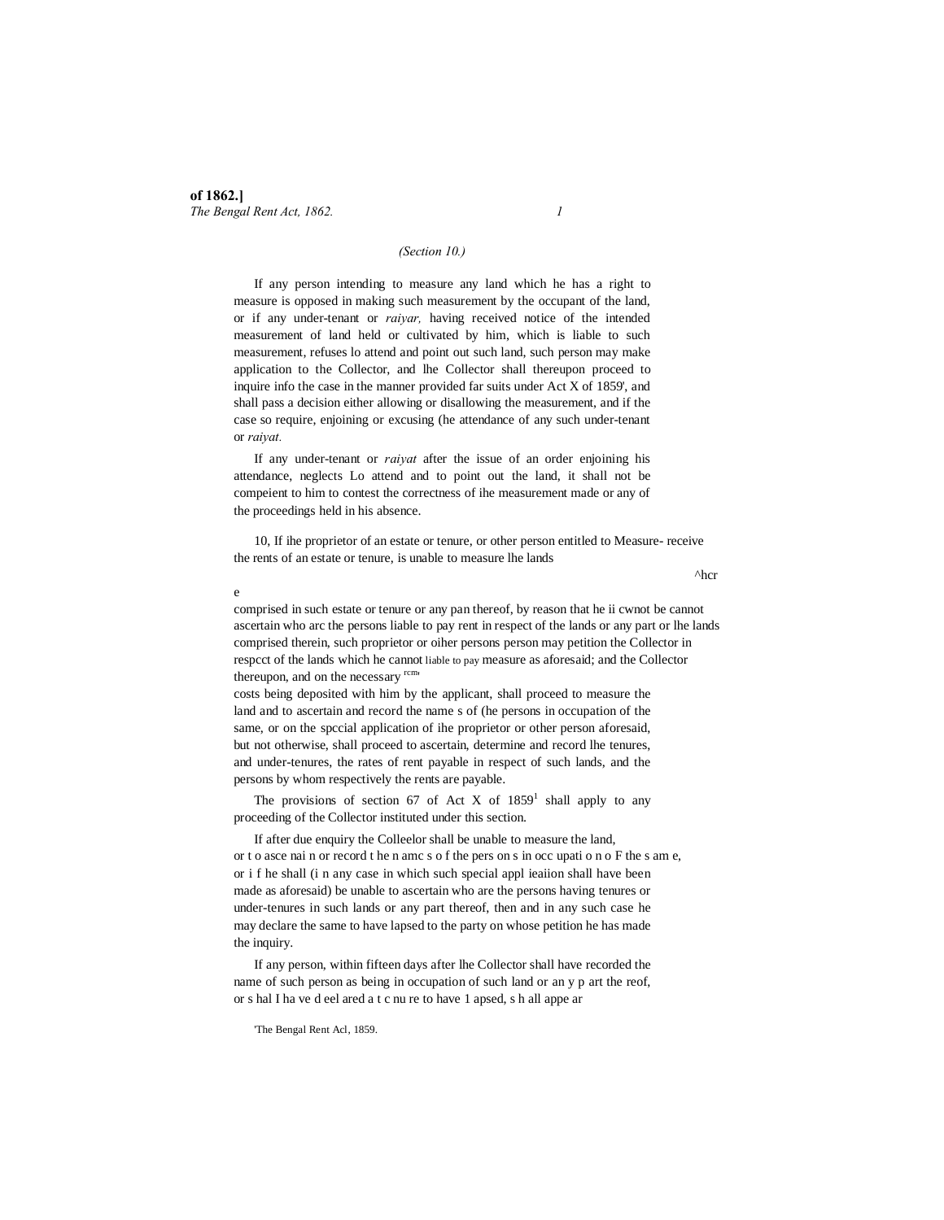(Section 10.)

If any person intending to measure any land which he has a right to measure is opposed in making such measurement by the occupant of the land, or if any under-tenant or *raiyar,* having received notice of the intended measurement of land held or cultivated by him, which is liable to such measurement, refuses lo attend and point out such land, such person may make application to the Collector, and lhe Collector shall thereupon proceed to inquire info the case in the manner provided far suits under Act X of 1859', and shall pass a decision either allowing or disallowing the measurement, and if the case so require, enjoining or excusing (he attendance of any such under-tenant or *raiyat.*

If any under-tenant or *raiyat* after the issue of an order enjoining his attendance, neglects Lo attend and to point out the land, it shall not be compeient to him to contest the correctness of ihe measurement made or any of the proceedings held in his absence.

10, If ihe proprietor of an estate or tenure, or other person entitled to receive the rents of an estate or tenure, is unable to measure lhe lands comprised in such estate or tenure or any pan thereof, by reason that he cannot ascertain who arc the persons liable to pay rent in respect of the lands or any part or lhe lands comprised therein, such proprietor or oiher person may petition the Collector in respcct of the lands which he cannot measure as aforesaid; and the Collector thereupon, and on the necessary costs being deposited with him by the applicant, shall proceed to measure the land and to ascertain and record the name s of (he persons in occupation of the same, or on the spccial application of ihe proprietor or other person aforesaid, but not otherwise, shall proceed to ascertain, determine and record lhe tenures, and under-tenures, the rates of rent payable in respect of such lands, and the persons by whom respectively the rents are payable.

Measure- ^hcr e ii cwnot be person liable to pay rcm.

The provisions of section 67 of Act X of 1859[1] shall apply to any proceeding of the Collector instituted under this section.

If after due enquiry the Colleelor shall be unable to measure the land, or to ascenain or record the names of the persons in occupation of the same, or if he shall (in any case in which such special applieaiion shall have been made as aforesaid) be unable to ascertain who are the persons having tenures or under-tenures in such lands or any part thereof, then and in any such case he may declare the same to have lapsed to the party on whose petition he has made the inquiry.

If any person, within fifteen days after lhe Collector shall have recorded the name of such person as being in occupation of such land or any part thereof, or shall have declared a tenure to have lapsed, shall appear

[1]The Bengal Rent Acl, 1859.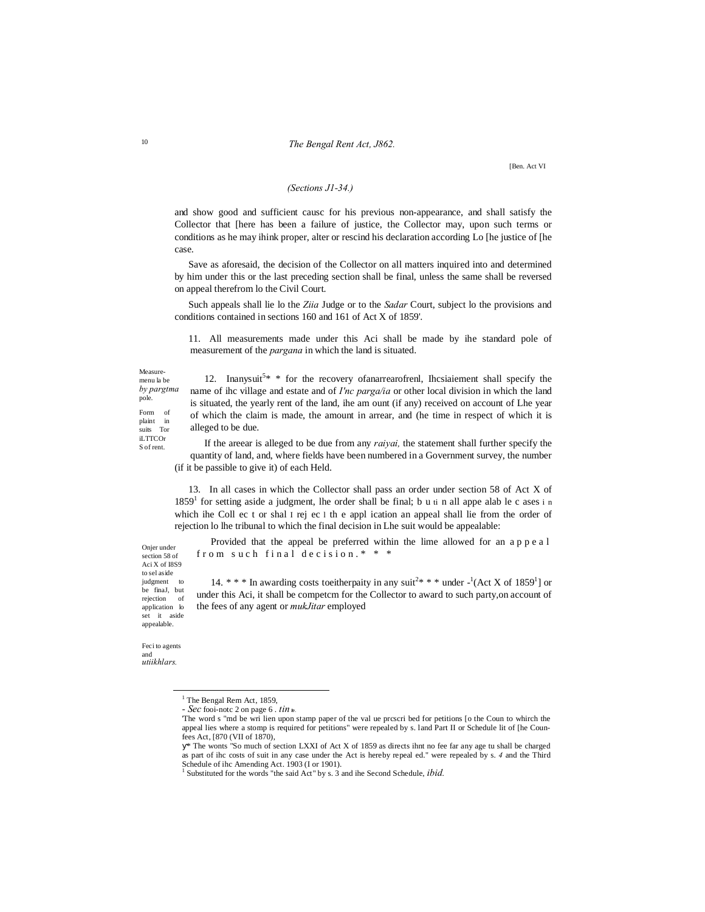[Ben. Act VI

*(Sections J1-34.)*

and show good and sufficient causc for his previous non-appearance, and shall satisfy the Collector that [here has been a failure of justice, the Collector may, upon such terms or conditions as he may ihink proper, alter or rescind his declaration according Lo [he justice of [he case.

Save as aforesaid, the decision of the Collector on all matters inquired into and determined by him under this or the last preceding section shall be final, unless the same shall be reversed on appeal therefrom lo the Civil Court.

Such appeals shall lie lo the *Ziia* Judge or to the *Sadar* Court, subject lo the provisions and conditions contained in sections 160 and 161 of Act X of 1859'.

Measure-menu la be *by pargtma* pole.

11. All measurements made under this Aci shall be made by ihe standard pole of measurement of the *pargana* in which the land is situated.

Form of plaint in suits Tor iLTTCOr S of rent.

12. Inanysuit[5]* * for the recovery ofanarrearofrenl, Ihcsiaiement shall specify the name of ihc village and estate and of *I'nc parga/ia* or other local division in which the land is situated, the yearly rent of the land, ihe am ount (if any) received on account of Lhe year of which the claim is made, the amount in arrear, and (he time in respect of which it is alleged to be due.

If the areear is alleged to be due from any *raiyai,* the statement shall further specify the quantity of land, and, where fields have been numbered in a Government survey, the number (if it be passible to give it) of each Held.

Onjer under section 58 of Aci X of I8S9 to sel aside judgment to be finaJ, but rejection of application lo set it aside appealable.

13. In all cases in which the Collector shall pass an order under section 58 of Act X of 1859[1] for setting aside a judgment, lhe order shall be final; b u ti n all appe alab le c ases i n which ihe Coll ec t or shal I rej ec l th e appl ication an appeal shall lie from the order of rejection lo lhe tribunal to which the final decision in Lhe suit would be appealable:

Provided that the appeal be preferred within the lime allowed for an a p p e a l f r o m s u c h f i n a l d e c i s i o n . * * *

Feci to agents and *utiikhlars.*

14. * * * In awarding costs toeitherpaity in any suit[2]* * * under -[1](Act X of 1859[1}] or under this Aci, it shall be competcm for the Collector to award to such party,on account of the fees of any agent or *mukJitar* employed

---

[1] The Bengal Rem Act, 1859,

- *Sec* fooi-notc 2 on page 6 . *tin* ₜₑ.

'The word s "md be wri lien upon stamp paper of the val ue prcscri bed for petitions [o the Coun to whirch the appeal lies where a stomp is required for petitions" were repealed by s. land Part II or Schedule lit of [he Coun-fees Act, [870 (VII of 1870),

γ* The wonts "So much of section LXXI of Act X of 1859 as directs ihnt no fee far any age tu shall be charged as part of ihc costs of suit in any case under the Act is hereby repeal ed." were repealed by s. *4* and the Third Schedule of ihc Amending Act. 1903 (I or 1901).

[1] Substituted for the words "the said Act" by s. 3 and ihe Second Schedule, *ibid.*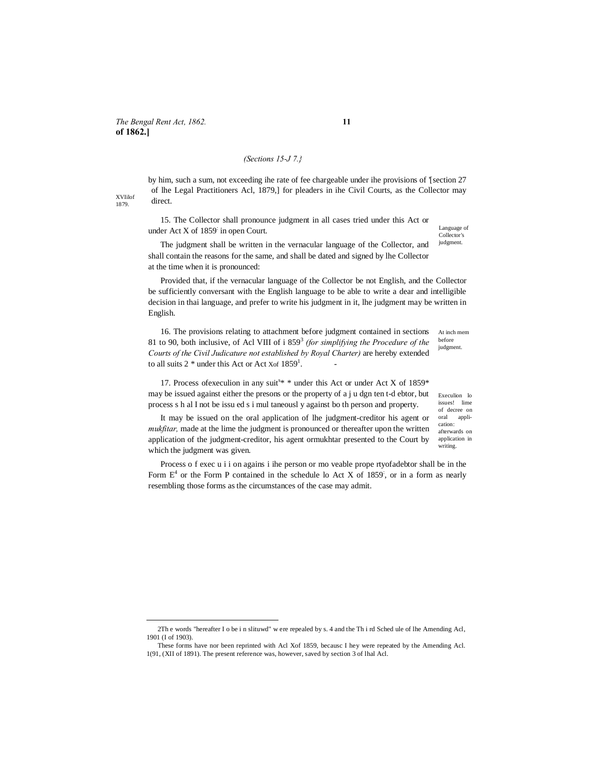*(Sections 15-J 7.}*

by him, such a sum, not exceeding ihe rate of fee chargeable under ihe provisions of '[section 27 of lhe Legal Practitioners Acl, 1879,] for pleaders in ihe Civil Courts, as the Collector may direct.

XVIilof 1879.

15. The Collector shall pronounce judgment in all cases tried under this Act or under Act X of 1859 in open Court.

Language of Collector's judgment.

The judgment shall be written in the vernacular language of the Collector, and shall contain the reasons for the same, and shall be dated and signed by lhe Collector at the time when it is pronounced:

Provided that, if the vernacular language of the Collector be not English, and the Collector be sufficiently conversant with the English language to be able to write a dear and intelligible decision in thai language, and prefer to write his judgment in it, lhe judgment may be written in English.

16. The provisions relating to attachment before judgment contained in sections 81 to 90, both inclusive, of Acl VIII of i 859[3] *(for simplifying the Procedure of the Courts of the Civil Judicature not established by Royal Charter)* are hereby extended to all suits 2 * under this Act or Act Xof 1859[1].

At inch mem before judgment.

17. Process ofexeculion in any suit[s]* * under this Act or under Act X of 1859* may be issued against either the presons or the property of a j u dgn ten t-d ebtor, but process s h al I not be issu ed s i mul taneousl y against bo th person and property.

Execulion lo issues! lime of decree on oral application: afterwards on application in writing.

It may be issued on the oral application of lhe judgment-creditor his agent or *mukfitar,* made at the lime the judgment is pronounced or thereafter upon the written application of the judgment-creditor, his agent ormukhtar presented to the Court by which the judgment was given.

Process o f exec u i i on agains i ihe person or mo veable prope rtyofadebtor shall be in the Form E[4] or the Form P contained in the schedule lo Act X of 1859, or in a form as nearly resembling those forms as the circumstances of the case may admit.

---

2Th e words "hereafter I o be i n slituwd" w ere repealed by s. 4 and the Th i rd Sched ule of lhe Amending Acl, 1901 (I of 1903).

These forms have nor been reprinted with Acl Xof 1859, becausc I hey were repeated by the Amending Acl. 1(91, (XII of 1891). The present reference was, however, saved by section 3 of lhal Acl.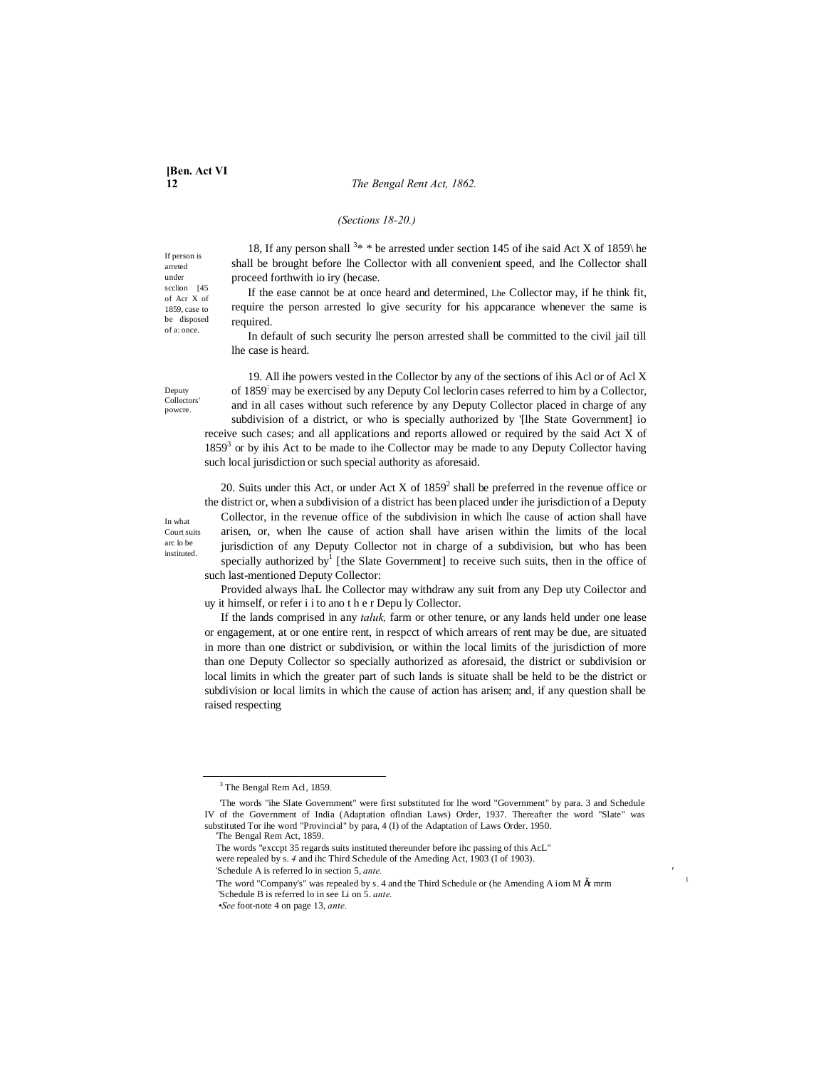*(Sections 18-20.)*

If person is arreted under scclion [45 of Acr X of 1859, case to be disposed of a: once.

18, If any person shall [3]* * be arrested under section 145 of ihe said Act X of 1859\ he shall be brought before lhe Collector with all convenient speed, and lhe Collector shall proceed forthwith io iry (hecase.

If the ease cannot be at once heard and determined, Lhe Collector may, if he think fit, require the person arrested lo give security for his appcarance whenever the same is required.

In default of such security lhe person arrested shall be committed to the civil jail till lhe case is heard.

Deputy Collectors' powcre.

19. All ihe powers vested in the Collector by any of the sections of ihis Acl or of Acl X of 1859: may be exercised by any Deputy Col leclorin cases referred to him by a Collector, and in all cases without such reference by any Deputy Collector placed in charge of any subdivision of a district, or who is specially authorized by '[lhe State Government] io receive such cases; and all applications and reports allowed or required by the said Act X of 1859[3] or by ihis Act to be made to ihe Collector may be made to any Deputy Collector having such local jurisdiction or such special authority as aforesaid.

In what Court suits arc lo be instituted.

20. Suits under this Act, or under Act X of 1859[2] shall be preferred in the revenue office or the district or, when a subdivision of a district has been placed under ihe jurisdiction of a Deputy Collector, in the revenue office of the subdivision in which lhe cause of action shall have arisen, or, when lhe cause of action shall have arisen within the limits of the local jurisdiction of any Deputy Collector not in charge of a subdivision, but who has been specially authorized by[1] [the Slate Government] to receive such suits, then in the office of such last-mentioned Deputy Collector:

Provided always lhaL lhe Collector may withdraw any suit from any Dep uty Coilector and uy it himself, or refer i i to ano t h e r Depu ly Collector.

If the lands comprised in any *taluk,* farm or other tenure, or any lands held under one lease or engagement, at or one entire rent, in respcct of which arrears of rent may be due, are situated in more than one district or subdivision, or within the local limits of the jurisdiction of more than one Deputy Collector so specially authorized as aforesaid, the district or subdivision or local limits in which the greater part of such lands is situate shall be held to be the district or subdivision or local limits in which the cause of action has arisen; and, if any question shall be raised respecting

---

[3] The Bengal Rem Acl, 1859.

'The words "ihe Slate Government" were first substituted for lhe word "Government" by para. 3 and Schedule IV of the Government of India (Adaptation oflndian Laws) Order, 1937. Thereafter the word "Slate" was substituted Tor ihe word "Provincial" by para, 4 (I) of the Adaptation of Laws Order. 1950.

'The Bengal Rem Act, 1859.

The words "exccpt 35 regards suits instituted thereunder before ihc passing of this AcL" were repealed by s. *4* and ihc Third Schedule of the Ameding Act, 1903 (I of 1903).

'Schedule A is referred lo in section 5, *ante.*

'The word "Company's" was repealed by s. 4 and the Third Schedule or (he Amending A iom M Ă mrm

'Schedule B is referred lo in see Li on 5. *ante.*

•*See* foot-note 4 on page 13, *ante.*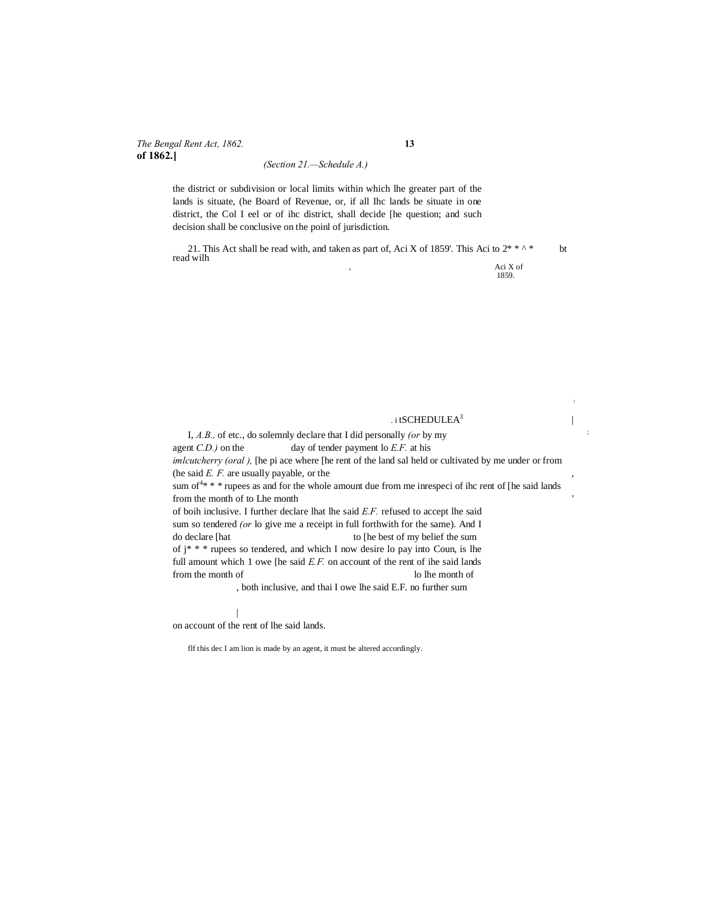(Section 21.—Schedule A.)

the district or subdivision or local limits within which lhe greater part of the lands is situate, (he Board of Revenue, or, if all Ihc lands be situate in one district, the Col I eel or of ihc district, shall decide [he question; and such decision shall be conclusive on the poinl of jurisdiction.

21. This Act shall be read with, and taken as part of, Aci X of 1859'. This Aci to 2* * ^ * bt read wilh

Aci X of 1859.

## SCHEDULE A[3]

I, *A.B.,* of etc., do solemnly declare that I did personally *(or* by my agent *C.D.)* on the day of tender payment lo *E.F.* at his *imlcutcherry (oral ),* [he pi ace where [he rent of the land sal held or cultivated by me under or from (he said *E. F.* are usually payable, or the sum of[4]* * * rupees as and for the whole amount due from me inrespeci of ihc rent of [he said lands from the month of to Lhe month of boih inclusive. I further declare lhat lhe said *E.F.* refused to accept lhe said sum so tendered *(or* lo give me a receipt in full forthwith for the same). And I do declare [hat to [he best of my belief the sum of j* * * rupees so tendered, and which I now desire lo pay into Coun, is lhe full amount which 1 owe [he said *E.F.* on account of the rent of ihe said lands from the month of lo lhe month of , both inclusive, and thai I owe lhe said E.F. no further sum on account of the rent of lhe said lands.

flf this dec I am lion is made by an agent, it must be altered accordingly.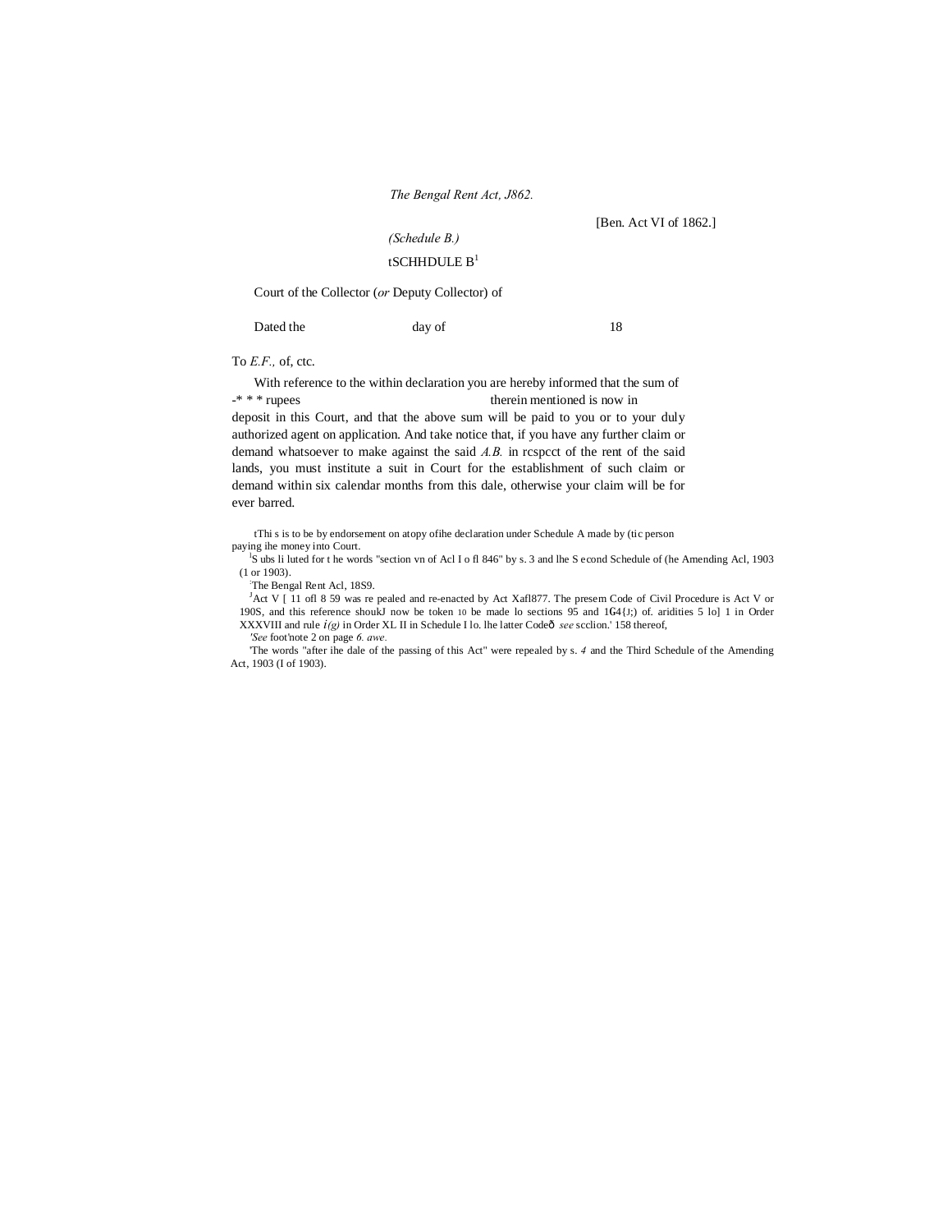[Ben. Act VI of 1862.]

*(Schedule B.)*

tSCHHDULE B[1]

Court of the Collector (*or* Deputy Collector) of

Dated the day of 18

To *E.F.,* of, ctc.

With reference to the within declaration you are hereby informed that the sum of -* * * rupees therein mentioned is now in deposit in this Court, and that the above sum will be paid to you or to your duly authorized agent on application. And take notice that, if you have any further claim or demand whatsoever to make against the said *A.B.* in rcspcct of the rent of the said lands, you must institute a suit in Court for the establishment of such claim or demand within six calendar months from this dale, otherwise your claim will be for ever barred.

tThi s is to be by endorsement on atopy ofihe declaration under Schedule A made by (tic person paying ihe money into Court.

[1]S ubs li luted for t he words "section vn of Acl I o fl 846" by s. 3 and lhe S econd Schedule of (he Amending Acl, 1903 (1 or 1903).

:The Bengal Rent Acl, 18S9.

JAct V [ 11 ofl 8 59 was re pealed and re-enacted by Act Xafl877. The presem Code of Civil Procedure is Act V or 190S, and this reference shoukJ now be token 10 be made lo sections 95 and 1G4{J;) of. aridities 5 lo] 1 in Order XXXVIII and rule *i(g)* in Order XL II in Schedule I lo. lhe latter Codeð *see* scclion.' 158 thereof,

*'See* foot'note 2 on page *6. awe.*

'The words "after ihe dale of the passing of this Act" were repealed by s. *4* and the Third Schedule of the Amending Act, 1903 (I of 1903).